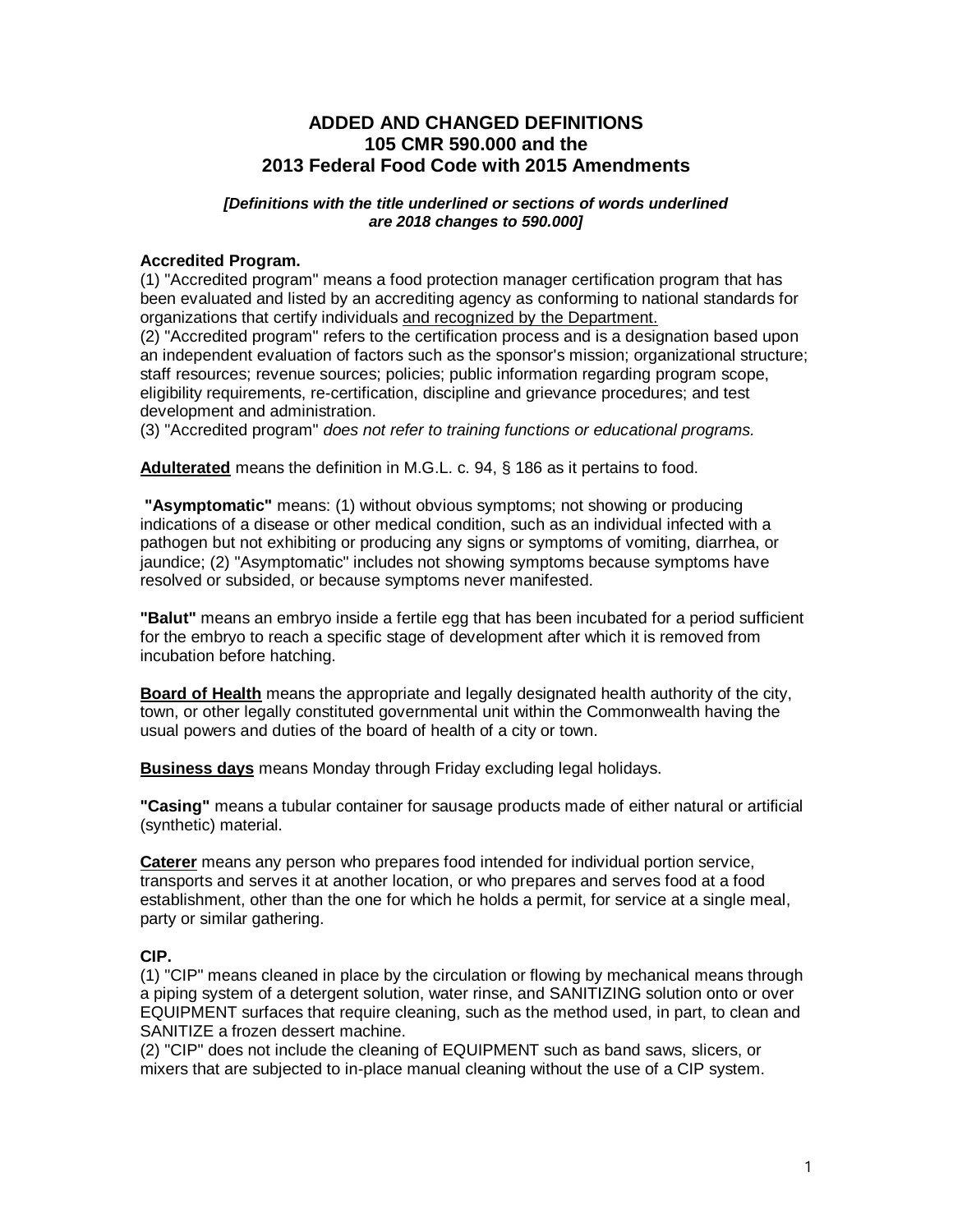# ADDED AND CHANGED DEFINITIONS
# 105 CMR 590.000 and the
# 2013 Federal Food Code with 2015 Amendments

***[Definitions with the title underlined or sections of words underlined are 2018 changes to 590.000]***

**Accredited Program.**
(1) "Accredited program" means a food protection manager certification program that has been evaluated and listed by an accrediting agency as conforming to national standards for organizations that certify individuals <u>and recognized by the Department.</u>
(2) "Accredited program" refers to the certification process and is a designation based upon an independent evaluation of factors such as the sponsor's mission; organizational structure; staff resources; revenue sources; policies; public information regarding program scope, eligibility requirements, re-certification, discipline and grievance procedures; and test development and administration.
(3) "Accredited program" *does not refer to training functions or educational programs.*

**<u>Adulterated</u>** means the definition in M.G.L. c. 94, § 186 as it pertains to food.

**"Asymptomatic"** means: (1) without obvious symptoms; not showing or producing indications of a disease or other medical condition, such as an individual infected with a pathogen but not exhibiting or producing any signs or symptoms of vomiting, diarrhea, or jaundice; (2) "Asymptomatic" includes not showing symptoms because symptoms have resolved or subsided, or because symptoms never manifested.

**"Balut"** means an embryo inside a fertile egg that has been incubated for a period sufficient for the embryo to reach a specific stage of development after which it is removed from incubation before hatching.

**<u>Board of Health</u>** means the appropriate and legally designated health authority of the city, town, or other legally constituted governmental unit within the Commonwealth having the usual powers and duties of the board of health of a city or town.

**<u>Business days</u>** means Monday through Friday excluding legal holidays.

**"Casing"** means a tubular container for sausage products made of either natural or artificial (synthetic) material.

**<u>Caterer</u>** means any person who prepares food intended for individual portion service, transports and serves it at another location, or who prepares and serves food at a food establishment, other than the one for which he holds a permit, for service at a single meal, party or similar gathering.

**CIP.**
(1) "CIP" means cleaned in place by the circulation or flowing by mechanical means through a piping system of a detergent solution, water rinse, and SANITIZING solution onto or over EQUIPMENT surfaces that require cleaning, such as the method used, in part, to clean and SANITIZE a frozen dessert machine.
(2) "CIP" does not include the cleaning of EQUIPMENT such as band saws, slicers, or mixers that are subjected to in-place manual cleaning without the use of a CIP system.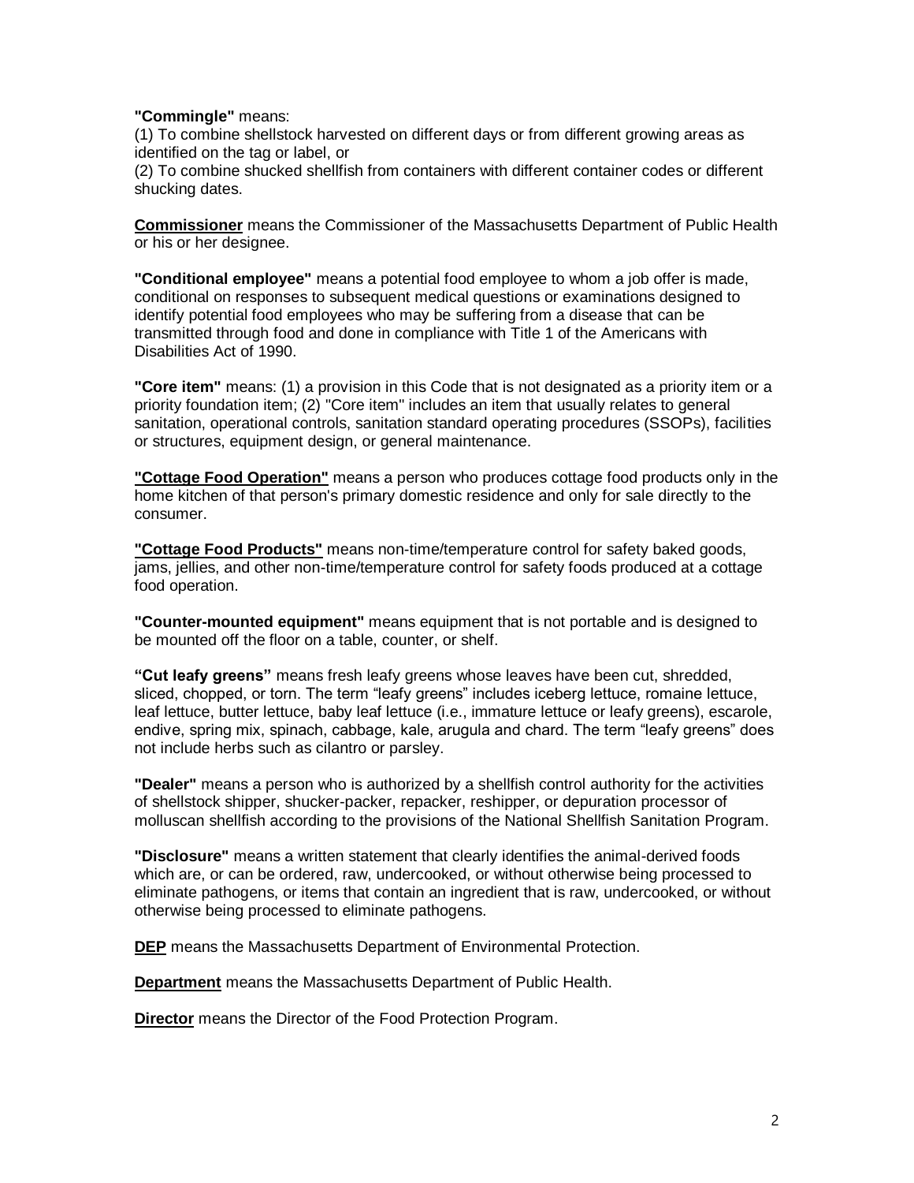**"Commingle"** means:
(1) To combine shellstock harvested on different days or from different growing areas as identified on the tag or label, or
(2) To combine shucked shellfish from containers with different container codes or different shucking dates.

**Commissioner** means the Commissioner of the Massachusetts Department of Public Health or his or her designee.

**"Conditional employee"** means a potential food employee to whom a job offer is made, conditional on responses to subsequent medical questions or examinations designed to identify potential food employees who may be suffering from a disease that can be transmitted through food and done in compliance with Title 1 of the Americans with Disabilities Act of 1990.

**"Core item"** means: (1) a provision in this Code that is not designated as a priority item or a priority foundation item; (2) "Core item" includes an item that usually relates to general sanitation, operational controls, sanitation standard operating procedures (SSOPs), facilities or structures, equipment design, or general maintenance.

**"Cottage Food Operation"** means a person who produces cottage food products only in the home kitchen of that person's primary domestic residence and only for sale directly to the consumer.

**"Cottage Food Products"** means non-time/temperature control for safety baked goods, jams, jellies, and other non-time/temperature control for safety foods produced at a cottage food operation.

**"Counter-mounted equipment"** means equipment that is not portable and is designed to be mounted off the floor on a table, counter, or shelf.

**"Cut leafy greens"** means fresh leafy greens whose leaves have been cut, shredded, sliced, chopped, or torn. The term "leafy greens" includes iceberg lettuce, romaine lettuce, leaf lettuce, butter lettuce, baby leaf lettuce (i.e., immature lettuce or leafy greens), escarole, endive, spring mix, spinach, cabbage, kale, arugula and chard. The term "leafy greens" does not include herbs such as cilantro or parsley.

**"Dealer"** means a person who is authorized by a shellfish control authority for the activities of shellstock shipper, shucker-packer, repacker, reshipper, or depuration processor of molluscan shellfish according to the provisions of the National Shellfish Sanitation Program.

**"Disclosure"** means a written statement that clearly identifies the animal-derived foods which are, or can be ordered, raw, undercooked, or without otherwise being processed to eliminate pathogens, or items that contain an ingredient that is raw, undercooked, or without otherwise being processed to eliminate pathogens.

**DEP** means the Massachusetts Department of Environmental Protection.

**Department** means the Massachusetts Department of Public Health.

**Director** means the Director of the Food Protection Program.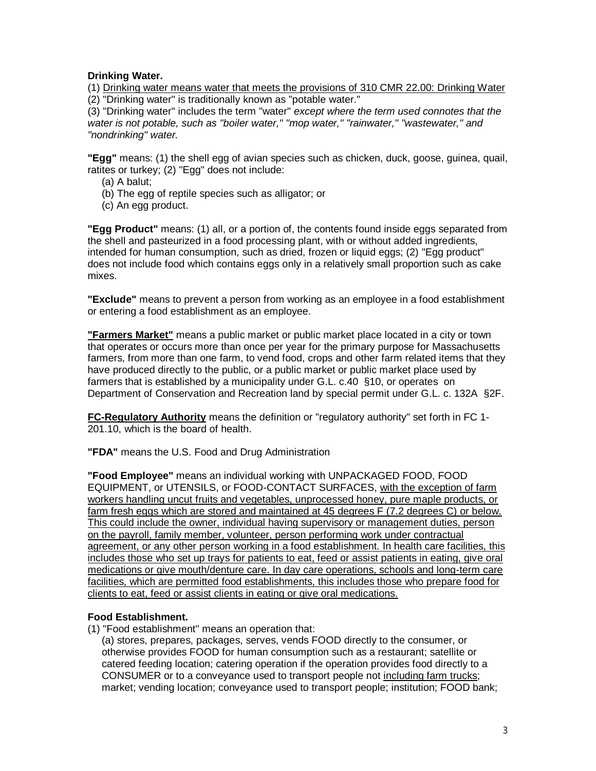**Drinking Water.**

(1) <u>Drinking water means water that meets the provisions of 310 CMR 22.00: Drinking Water</u>
(2) "Drinking water" is traditionally known as "potable water."
(3) "Drinking water" includes the term "water" *except where the term used connotes that the water is not potable, such as "boiler water," "mop water," "rainwater," "wastewater," and "nondrinking" water.*

**"Egg"** means: (1) the shell egg of avian species such as chicken, duck, goose, guinea, quail, ratites or turkey; (2) "Egg" does not include:

(a) A balut;
(b) The egg of reptile species such as alligator; or
(c) An egg product.

**"Egg Product"** means: (1) all, or a portion of, the contents found inside eggs separated from the shell and pasteurized in a food processing plant, with or without added ingredients, intended for human consumption, such as dried, frozen or liquid eggs; (2) "Egg product" does not include food which contains eggs only in a relatively small proportion such as cake mixes.

**"Exclude"** means to prevent a person from working as an employee in a food establishment or entering a food establishment as an employee.

**<u>"Farmers Market"</u>** means a public market or public market place located in a city or town that operates or occurs more than once per year for the primary purpose for Massachusetts farmers, from more than one farm, to vend food, crops and other farm related items that they have produced directly to the public, or a public market or public market place used by farmers that is established by a municipality under G.L. c.40 §10, or operates on Department of Conservation and Recreation land by special permit under G.L. c. 132A §2F.

**<u>FC-Regulatory Authority</u>** means the definition or "regulatory authority" set forth in FC 1-201.10, which is the board of health.

**"FDA"** means the U.S. Food and Drug Administration

**"Food Employee"** means an individual working with UNPACKAGED FOOD, FOOD EQUIPMENT, or UTENSILS, or FOOD-CONTACT SURFACES, <u>with the exception of farm workers handling uncut fruits and vegetables, unprocessed honey, pure maple products, or farm fresh eggs which are stored and maintained at 45 degrees F (7.2 degrees C) or below. This could include the owner, individual having supervisory or management duties, person on the payroll, family member, volunteer, person performing work under contractual agreement, or any other person working in a food establishment. In health care facilities, this includes those who set up trays for patients to eat, feed or assist patients in eating, give oral medications or give mouth/denture care. In day care operations, schools and long-term care facilities, which are permitted food establishments, this includes those who prepare food for clients to eat, feed or assist clients in eating or give oral medications.</u>

**Food Establishment.**

(1) "Food establishment" means an operation that:

(a) stores, prepares, packages, serves, vends FOOD directly to the consumer, or otherwise provides FOOD for human consumption such as a restaurant; satellite or catered feeding location; catering operation if the operation provides food directly to a CONSUMER or to a conveyance used to transport people not <u>including farm trucks</u>; market; vending location; conveyance used to transport people; institution; FOOD bank;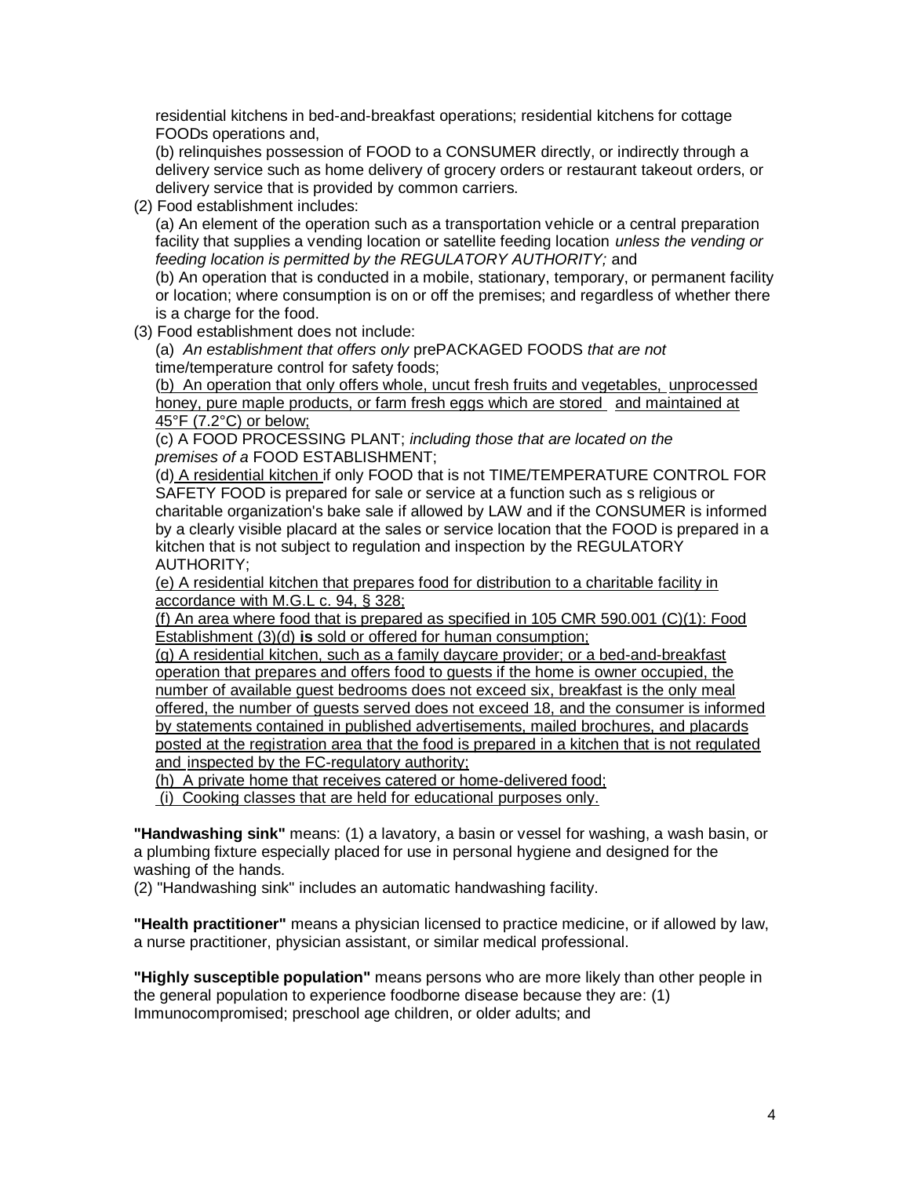residential kitchens in bed-and-breakfast operations; residential kitchens for cottage FOODs operations and,

(b) relinquishes possession of FOOD to a CONSUMER directly, or indirectly through a delivery service such as home delivery of grocery orders or restaurant takeout orders, or delivery service that is provided by common carriers.

(2) Food establishment includes:

(a) An element of the operation such as a transportation vehicle or a central preparation facility that supplies a vending location or satellite feeding location *unless the vending or feeding location is permitted by the REGULATORY AUTHORITY;* and

(b) An operation that is conducted in a mobile, stationary, temporary, or permanent facility or location; where consumption is on or off the premises; and regardless of whether there is a charge for the food.

(3) Food establishment does not include:

(a) *An establishment that offers only* prePACKAGED FOODS *that are not* time/temperature control for safety foods;

(b) An operation that only offers whole, uncut fresh fruits and vegetables, unprocessed honey, pure maple products, or farm fresh eggs which are stored and maintained at 45°F (7.2°C) or below;

(c) A FOOD PROCESSING PLANT; *including those that are located on the premises of a* FOOD ESTABLISHMENT;

(d) A residential kitchen if only FOOD that is not TIME/TEMPERATURE CONTROL FOR SAFETY FOOD is prepared for sale or service at a function such as s religious or charitable organization's bake sale if allowed by LAW and if the CONSUMER is informed by a clearly visible placard at the sales or service location that the FOOD is prepared in a kitchen that is not subject to regulation and inspection by the REGULATORY AUTHORITY;

(e) A residential kitchen that prepares food for distribution to a charitable facility in accordance with M.G.L c. 94, § 328;

(f) An area where food that is prepared as specified in 105 CMR 590.001 (C)(1): Food Establishment (3)(d) **is** sold or offered for human consumption;

(g) A residential kitchen, such as a family daycare provider; or a bed-and-breakfast operation that prepares and offers food to guests if the home is owner occupied, the number of available guest bedrooms does not exceed six, breakfast is the only meal offered, the number of guests served does not exceed 18, and the consumer is informed by statements contained in published advertisements, mailed brochures, and placards posted at the registration area that the food is prepared in a kitchen that is not regulated and inspected by the FC-regulatory authority;

(h) A private home that receives catered or home-delivered food;

(i) Cooking classes that are held for educational purposes only.

**"Handwashing sink"** means: (1) a lavatory, a basin or vessel for washing, a wash basin, or a plumbing fixture especially placed for use in personal hygiene and designed for the washing of the hands.

(2) "Handwashing sink" includes an automatic handwashing facility.

**"Health practitioner"** means a physician licensed to practice medicine, or if allowed by law, a nurse practitioner, physician assistant, or similar medical professional.

**"Highly susceptible population"** means persons who are more likely than other people in the general population to experience foodborne disease because they are: (1) Immunocompromised; preschool age children, or older adults; and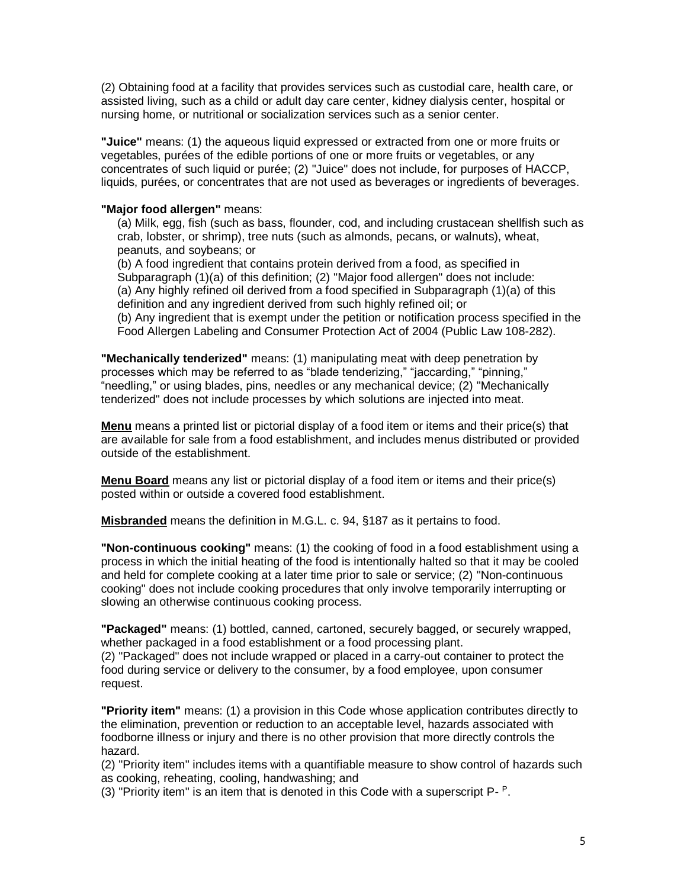(2) Obtaining food at a facility that provides services such as custodial care, health care, or assisted living, such as a child or adult day care center, kidney dialysis center, hospital or nursing home, or nutritional or socialization services such as a senior center.

**"Juice"** means: (1) the aqueous liquid expressed or extracted from one or more fruits or vegetables, purées of the edible portions of one or more fruits or vegetables, or any concentrates of such liquid or purée; (2) "Juice" does not include, for purposes of HACCP, liquids, purées, or concentrates that are not used as beverages or ingredients of beverages.

**"Major food allergen"** means:

(a) Milk, egg, fish (such as bass, flounder, cod, and including crustacean shellfish such as crab, lobster, or shrimp), tree nuts (such as almonds, pecans, or walnuts), wheat, peanuts, and soybeans; or
(b) A food ingredient that contains protein derived from a food, as specified in Subparagraph (1)(a) of this definition; (2) "Major food allergen" does not include:
(a) Any highly refined oil derived from a food specified in Subparagraph (1)(a) of this definition and any ingredient derived from such highly refined oil; or
(b) Any ingredient that is exempt under the petition or notification process specified in the Food Allergen Labeling and Consumer Protection Act of 2004 (Public Law 108-282).

**"Mechanically tenderized"** means: (1) manipulating meat with deep penetration by processes which may be referred to as "blade tenderizing," "jaccarding," "pinning," "needling," or using blades, pins, needles or any mechanical device; (2) "Mechanically tenderized" does not include processes by which solutions are injected into meat.

**Menu** means a printed list or pictorial display of a food item or items and their price(s) that are available for sale from a food establishment, and includes menus distributed or provided outside of the establishment.

**Menu Board** means any list or pictorial display of a food item or items and their price(s) posted within or outside a covered food establishment.

**Misbranded** means the definition in M.G.L. c. 94, §187 as it pertains to food.

**"Non-continuous cooking"** means: (1) the cooking of food in a food establishment using a process in which the initial heating of the food is intentionally halted so that it may be cooled and held for complete cooking at a later time prior to sale or service; (2) "Non-continuous cooking" does not include cooking procedures that only involve temporarily interrupting or slowing an otherwise continuous cooking process.

**"Packaged"** means: (1) bottled, canned, cartoned, securely bagged, or securely wrapped, whether packaged in a food establishment or a food processing plant.
(2) "Packaged" does not include wrapped or placed in a carry-out container to protect the food during service or delivery to the consumer, by a food employee, upon consumer request.

**"Priority item"** means: (1) a provision in this Code whose application contributes directly to the elimination, prevention or reduction to an acceptable level, hazards associated with foodborne illness or injury and there is no other provision that more directly controls the hazard.
(2) "Priority item" includes items with a quantifiable measure to show control of hazards such as cooking, reheating, cooling, handwashing; and
(3) "Priority item" is an item that is denoted in this Code with a superscript P- $^{P}$.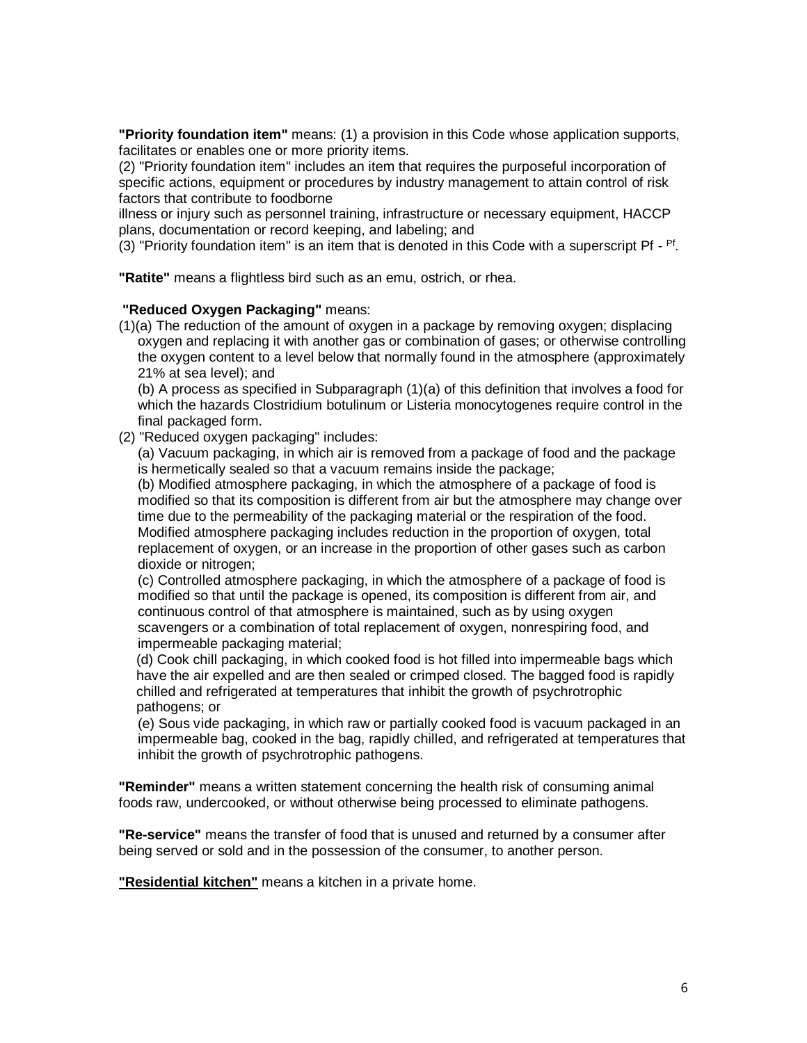**"Priority foundation item"** means: (1) a provision in this Code whose application supports, facilitates or enables one or more priority items.

(2) "Priority foundation item" includes an item that requires the purposeful incorporation of specific actions, equipment or procedures by industry management to attain control of risk factors that contribute to foodborne illness or injury such as personnel training, infrastructure or necessary equipment, HACCP plans, documentation or record keeping, and labeling; and

(3) "Priority foundation item" is an item that is denoted in this Code with a superscript Pf - $^{Pf}$.

**"Ratite"** means a flightless bird such as an emu, ostrich, or rhea.

**"Reduced Oxygen Packaging"** means:

(1)(a) The reduction of the amount of oxygen in a package by removing oxygen; displacing oxygen and replacing it with another gas or combination of gases; or otherwise controlling the oxygen content to a level below that normally found in the atmosphere (approximately 21% at sea level); and

(b) A process as specified in Subparagraph (1)(a) of this definition that involves a food for which the hazards Clostridium botulinum or Listeria monocytogenes require control in the final packaged form.

(2) "Reduced oxygen packaging" includes:

(a) Vacuum packaging, in which air is removed from a package of food and the package is hermetically sealed so that a vacuum remains inside the package;

(b) Modified atmosphere packaging, in which the atmosphere of a package of food is modified so that its composition is different from air but the atmosphere may change over time due to the permeability of the packaging material or the respiration of the food. Modified atmosphere packaging includes reduction in the proportion of oxygen, total replacement of oxygen, or an increase in the proportion of other gases such as carbon dioxide or nitrogen;

(c) Controlled atmosphere packaging, in which the atmosphere of a package of food is modified so that until the package is opened, its composition is different from air, and continuous control of that atmosphere is maintained, such as by using oxygen scavengers or a combination of total replacement of oxygen, nonrespiring food, and impermeable packaging material;

(d) Cook chill packaging, in which cooked food is hot filled into impermeable bags which have the air expelled and are then sealed or crimped closed. The bagged food is rapidly chilled and refrigerated at temperatures that inhibit the growth of psychrotrophic pathogens; or

(e) Sous vide packaging, in which raw or partially cooked food is vacuum packaged in an impermeable bag, cooked in the bag, rapidly chilled, and refrigerated at temperatures that inhibit the growth of psychrotrophic pathogens.

**"Reminder"** means a written statement concerning the health risk of consuming animal foods raw, undercooked, or without otherwise being processed to eliminate pathogens.

**"Re-service"** means the transfer of food that is unused and returned by a consumer after being served or sold and in the possession of the consumer, to another person.

**"Residential kitchen"** means a kitchen in a private home.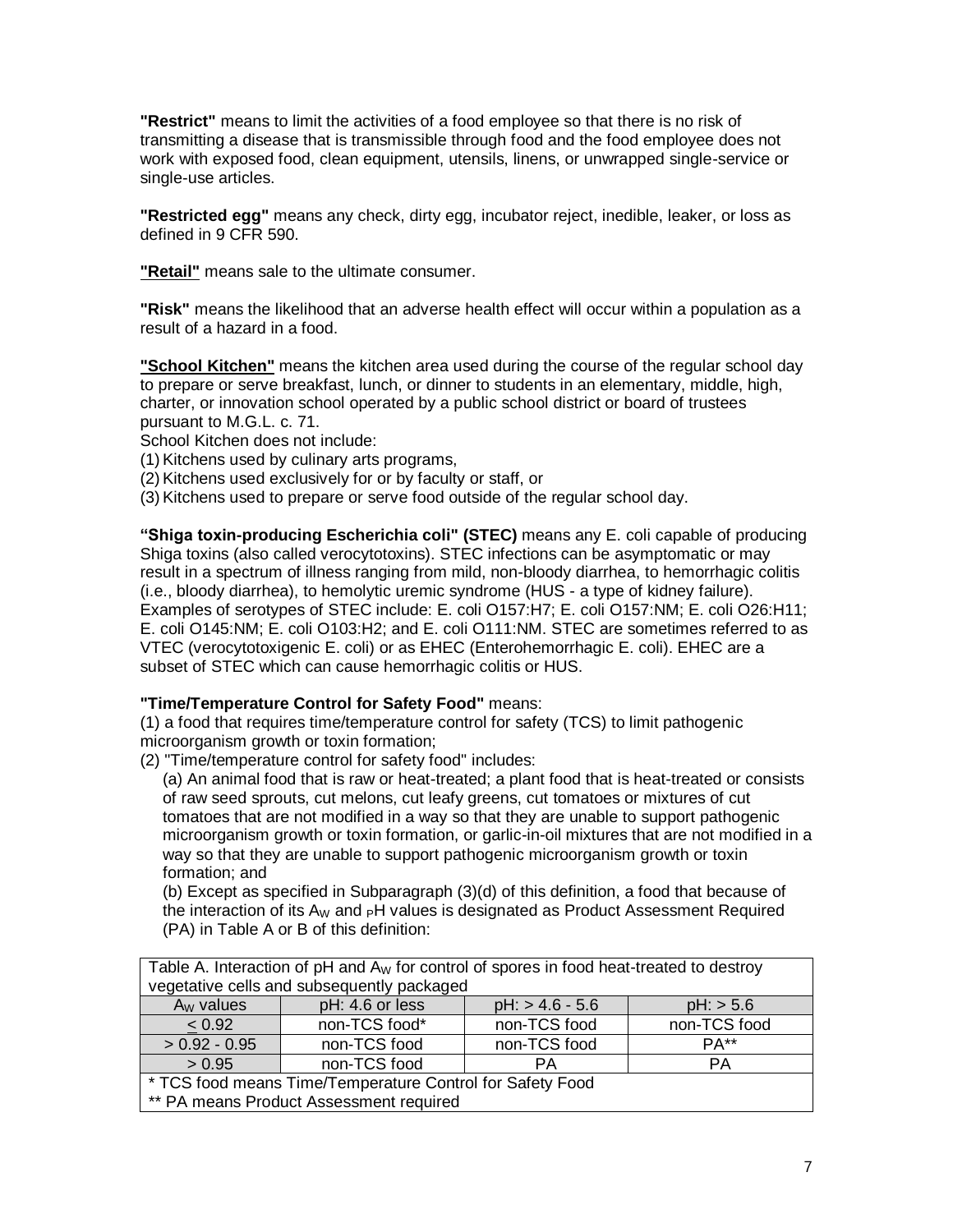**"Restrict"** means to limit the activities of a food employee so that there is no risk of transmitting a disease that is transmissible through food and the food employee does not work with exposed food, clean equipment, utensils, linens, or unwrapped single-service or single-use articles.

**"Restricted egg"** means any check, dirty egg, incubator reject, inedible, leaker, or loss as defined in 9 CFR 590.

**"Retail"** means sale to the ultimate consumer.

**"Risk"** means the likelihood that an adverse health effect will occur within a population as a result of a hazard in a food.

**"School Kitchen"** means the kitchen area used during the course of the regular school day to prepare or serve breakfast, lunch, or dinner to students in an elementary, middle, high, charter, or innovation school operated by a public school district or board of trustees pursuant to M.G.L. c. 71.

School Kitchen does not include:

(1) Kitchens used by culinary arts programs,

(2) Kitchens used exclusively for or by faculty or staff, or

(3) Kitchens used to prepare or serve food outside of the regular school day.

**"Shiga toxin-producing Escherichia coli" (STEC)** means any E. coli capable of producing Shiga toxins (also called verocytotoxins). STEC infections can be asymptomatic or may result in a spectrum of illness ranging from mild, non-bloody diarrhea, to hemorrhagic colitis (i.e., bloody diarrhea), to hemolytic uremic syndrome (HUS - a type of kidney failure). Examples of serotypes of STEC include: E. coli O157:H7; E. coli O157:NM; E. coli O26:H11; E. coli O145:NM; E. coli O103:H2; and E. coli O111:NM. STEC are sometimes referred to as VTEC (verocytotoxigenic E. coli) or as EHEC (Enterohemorrhagic E. coli). EHEC are a subset of STEC which can cause hemorrhagic colitis or HUS.

**"Time/Temperature Control for Safety Food"** means:

(1) a food that requires time/temperature control for safety (TCS) to limit pathogenic microorganism growth or toxin formation;

(2) "Time/temperature control for safety food" includes:

(a) An animal food that is raw or heat-treated; a plant food that is heat-treated or consists of raw seed sprouts, cut melons, cut leafy greens, cut tomatoes or mixtures of cut tomatoes that are not modified in a way so that they are unable to support pathogenic microorganism growth or toxin formation, or garlic-in-oil mixtures that are not modified in a way so that they are unable to support pathogenic microorganism growth or toxin formation; and

(b) Except as specified in Subparagraph (3)(d) of this definition, a food that because of the interaction of its $A_W$ and pH values is designated as Product Assessment Required (PA) in Table A or B of this definition:

Table A. Interaction of pH and $A_W$ for control of spores in food heat-treated to destroy vegetative cells and subsequently packaged

| $A_W$ values | pH: 4.6 or less | pH: > 4.6 - 5.6 | pH: > 5.6 |
|---|---|---|---|
| ≤ 0.92 | non-TCS food* | non-TCS food | non-TCS food |
| > 0.92 - 0.95 | non-TCS food | non-TCS food | PA** |
| > 0.95 | non-TCS food | PA | PA |

\* TCS food means Time/Temperature Control for Safety Food

\** PA means Product Assessment required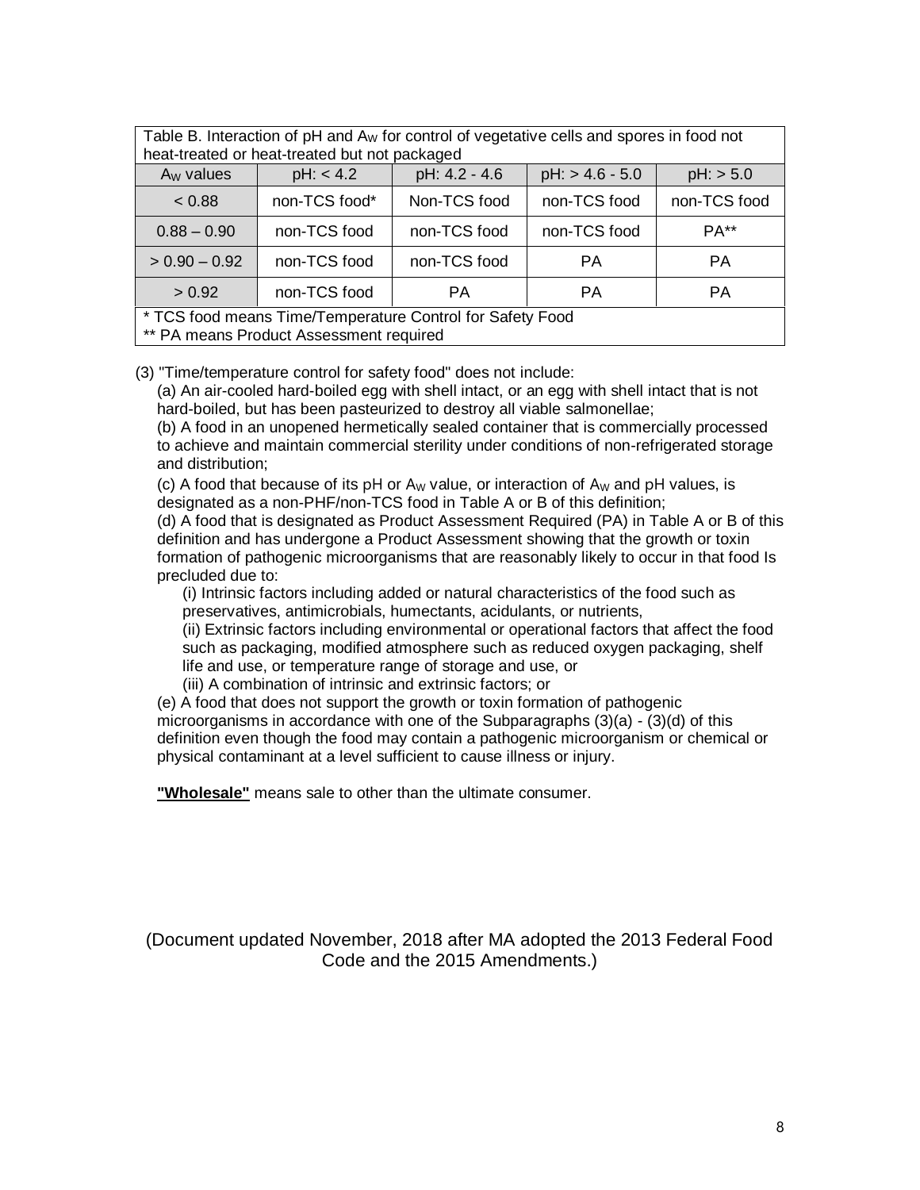Table B. Interaction of pH and $A_W$ for control of vegetative cells and spores in food not heat-treated or heat-treated but not packaged

| $A_W$ values | pH: < 4.2 | pH: 4.2 - 4.6 | pH: > 4.6 - 5.0 | pH: > 5.0 |
|---|---|---|---|---|
| < 0.88 | non-TCS food* | Non-TCS food | non-TCS food | non-TCS food |
| 0.88 – 0.90 | non-TCS food | non-TCS food | non-TCS food | PA** |
| > 0.90 – 0.92 | non-TCS food | non-TCS food | PA | PA |
| > 0.92 | non-TCS food | PA | PA | PA |

\* TCS food means Time/Temperature Control for Safety Food
\*\* PA means Product Assessment required

(3) "Time/temperature control for safety food" does not include:

(a) An air-cooled hard-boiled egg with shell intact, or an egg with shell intact that is not hard-boiled, but has been pasteurized to destroy all viable salmonellae;

(b) A food in an unopened hermetically sealed container that is commercially processed to achieve and maintain commercial sterility under conditions of non-refrigerated storage and distribution;

(c) A food that because of its pH or $A_W$ value, or interaction of $A_W$ and pH values, is designated as a non-PHF/non-TCS food in Table A or B of this definition;

(d) A food that is designated as Product Assessment Required (PA) in Table A or B of this definition and has undergone a Product Assessment showing that the growth or toxin formation of pathogenic microorganisms that are reasonably likely to occur in that food Is precluded due to:

(i) Intrinsic factors including added or natural characteristics of the food such as preservatives, antimicrobials, humectants, acidulants, or nutrients,

(ii) Extrinsic factors including environmental or operational factors that affect the food such as packaging, modified atmosphere such as reduced oxygen packaging, shelf life and use, or temperature range of storage and use, or

(iii) A combination of intrinsic and extrinsic factors; or

(e) A food that does not support the growth or toxin formation of pathogenic microorganisms in accordance with one of the Subparagraphs (3)(a) - (3)(d) of this definition even though the food may contain a pathogenic microorganism or chemical or physical contaminant at a level sufficient to cause illness or injury.

**"Wholesale"** means sale to other than the ultimate consumer.

(Document updated November, 2018 after MA adopted the 2013 Federal Food Code and the 2015 Amendments.)